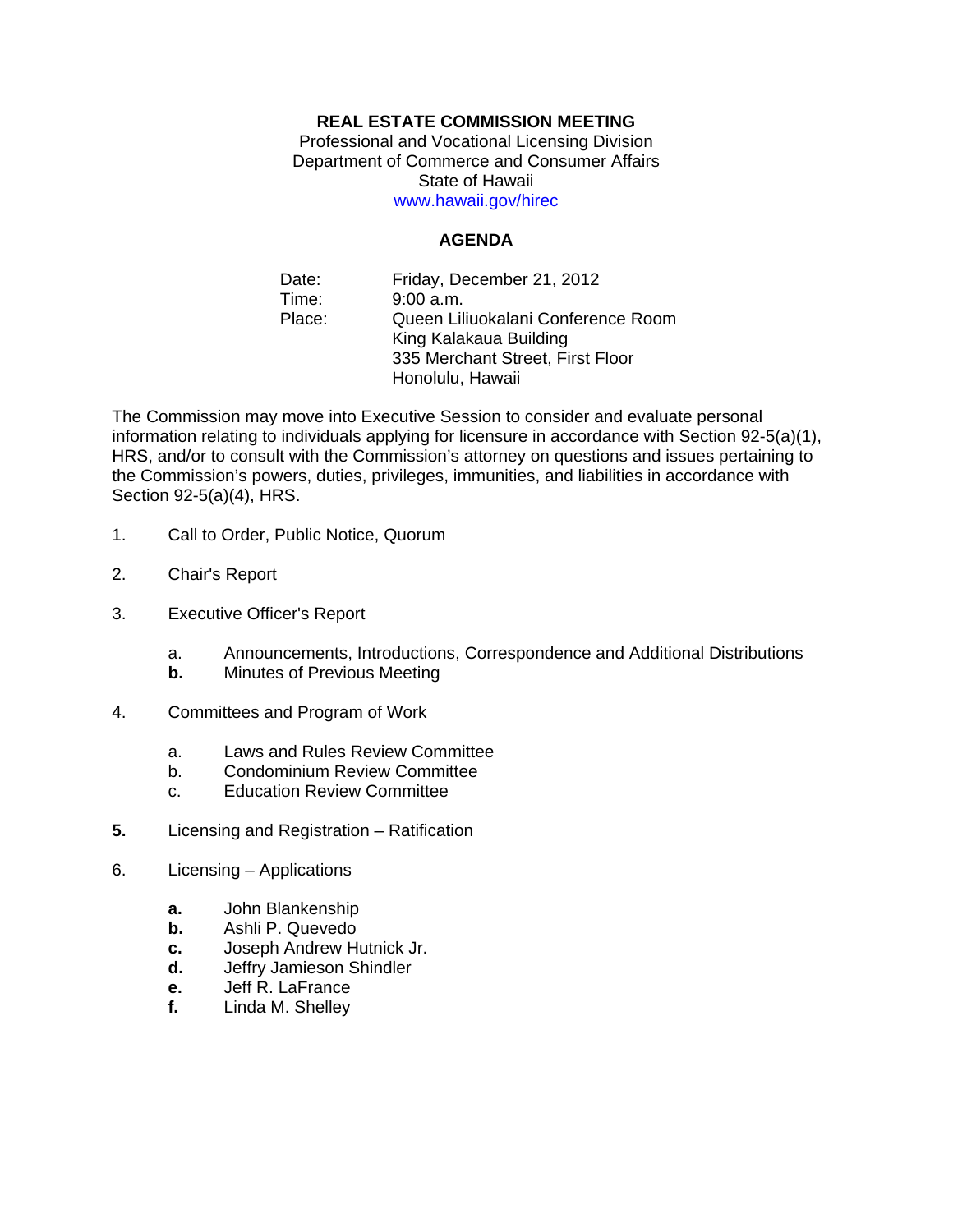# REAL ESTATE COMMISSION MEETING

Professional and Vocational Licensing Division
Department of Commerce and Consumer Affairs
State of Hawaii
www.hawaii.gov/hirec

## AGENDA

Date: Friday, December 21, 2012
Time: 9:00 a.m.
Place: Queen Liliuokalani Conference Room
King Kalakaua Building
335 Merchant Street, First Floor
Honolulu, Hawaii

The Commission may move into Executive Session to consider and evaluate personal information relating to individuals applying for licensure in accordance with Section 92-5(a)(1), HRS, and/or to consult with the Commission's attorney on questions and issues pertaining to the Commission's powers, duties, privileges, immunities, and liabilities in accordance with Section 92-5(a)(4), HRS.

1. Call to Order, Public Notice, Quorum

2. Chair's Report

3. Executive Officer's Report

   a. Announcements, Introductions, Correspondence and Additional Distributions
   **b.** Minutes of Previous Meeting

4. Committees and Program of Work

   a. Laws and Rules Review Committee
   b. Condominium Review Committee
   c. Education Review Committee

**5.** Licensing and Registration – Ratification

6. Licensing – Applications

   **a.** John Blankenship
   **b.** Ashli P. Quevedo
   **c.** Joseph Andrew Hutnick Jr.
   **d.** Jeffry Jamieson Shindler
   **e.** Jeff R. LaFrance
   **f.** Linda M. Shelley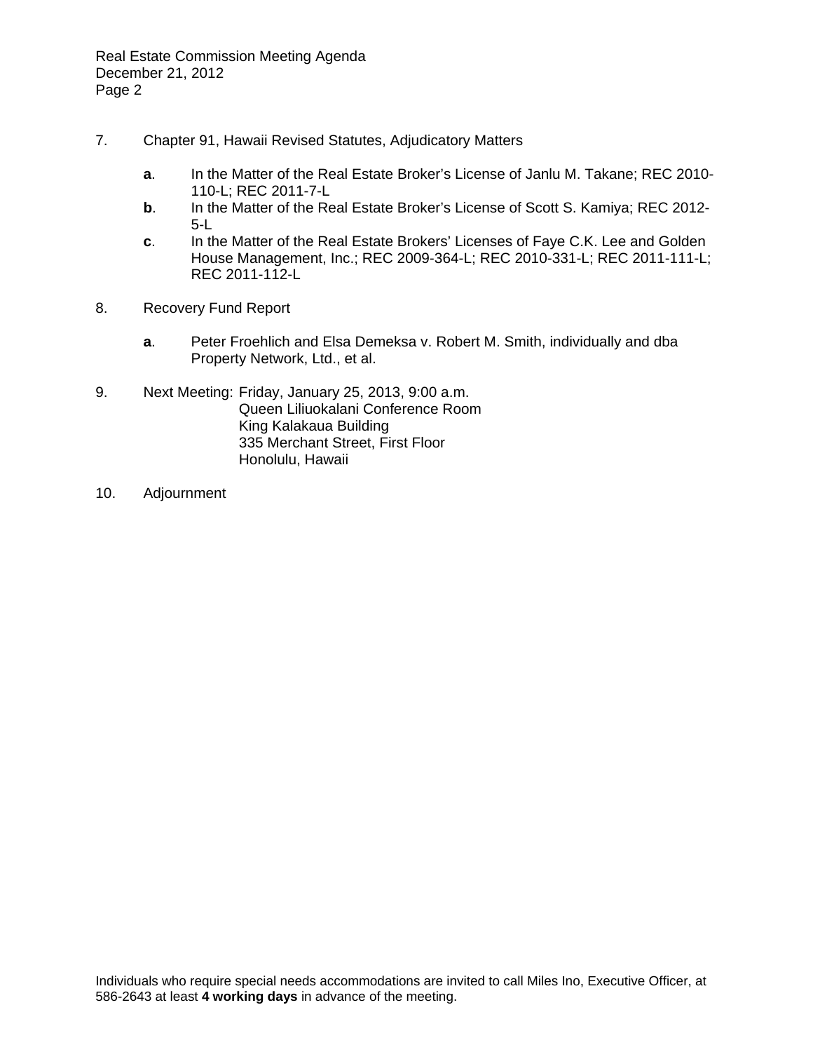7. Chapter 91, Hawaii Revised Statutes, Adjudicatory Matters

   **a**. In the Matter of the Real Estate Broker's License of Janlu M. Takane; REC 2010-110-L; REC 2011-7-L
   
   **b**. In the Matter of the Real Estate Broker's License of Scott S. Kamiya; REC 2012-5-L
   
   **c**. In the Matter of the Real Estate Brokers' Licenses of Faye C.K. Lee and Golden House Management, Inc.; REC 2009-364-L; REC 2010-331-L; REC 2011-111-L; REC 2011-112-L

8. Recovery Fund Report

   **a**. Peter Froehlich and Elsa Demeksa v. Robert M. Smith, individually and dba Property Network, Ltd., et al.

9. Next Meeting: Friday, January 25, 2013, 9:00 a.m.
   Queen Liliuokalani Conference Room
   King Kalakaua Building
   335 Merchant Street, First Floor
   Honolulu, Hawaii

10. Adjournment

Individuals who require special needs accommodations are invited to call Miles Ino, Executive Officer, at 586-2643 at least **4 working days** in advance of the meeting.